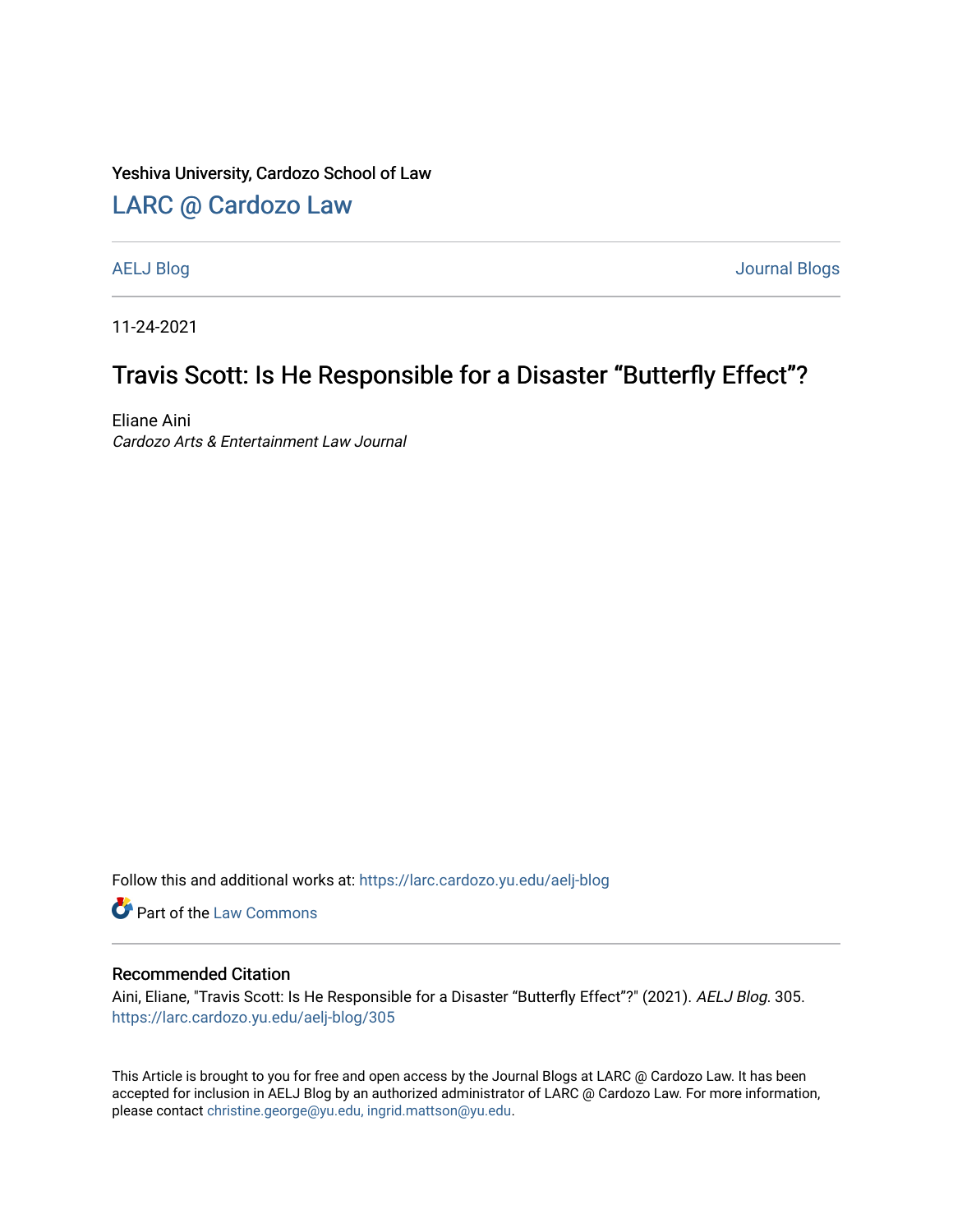Yeshiva University, Cardozo School of Law

## LARC @ Cardozo Law

AELJ Blog | Journal Blogs

11-24-2021

# Travis Scott: Is He Responsible for a Disaster "Butterfly Effect"?

Eliane Aini
*Cardozo Arts & Entertainment Law Journal*

Follow this and additional works at: https://larc.cardozo.yu.edu/aelj-blog

Part of the Law Commons

### Recommended Citation

Aini, Eliane, "Travis Scott: Is He Responsible for a Disaster "Butterfly Effect"?" (2021). *AELJ Blog*. 305.
https://larc.cardozo.yu.edu/aelj-blog/305

This Article is brought to you for free and open access by the Journal Blogs at LARC @ Cardozo Law. It has been accepted for inclusion in AELJ Blog by an authorized administrator of LARC @ Cardozo Law. For more information, please contact christine.george@yu.edu, ingrid.mattson@yu.edu.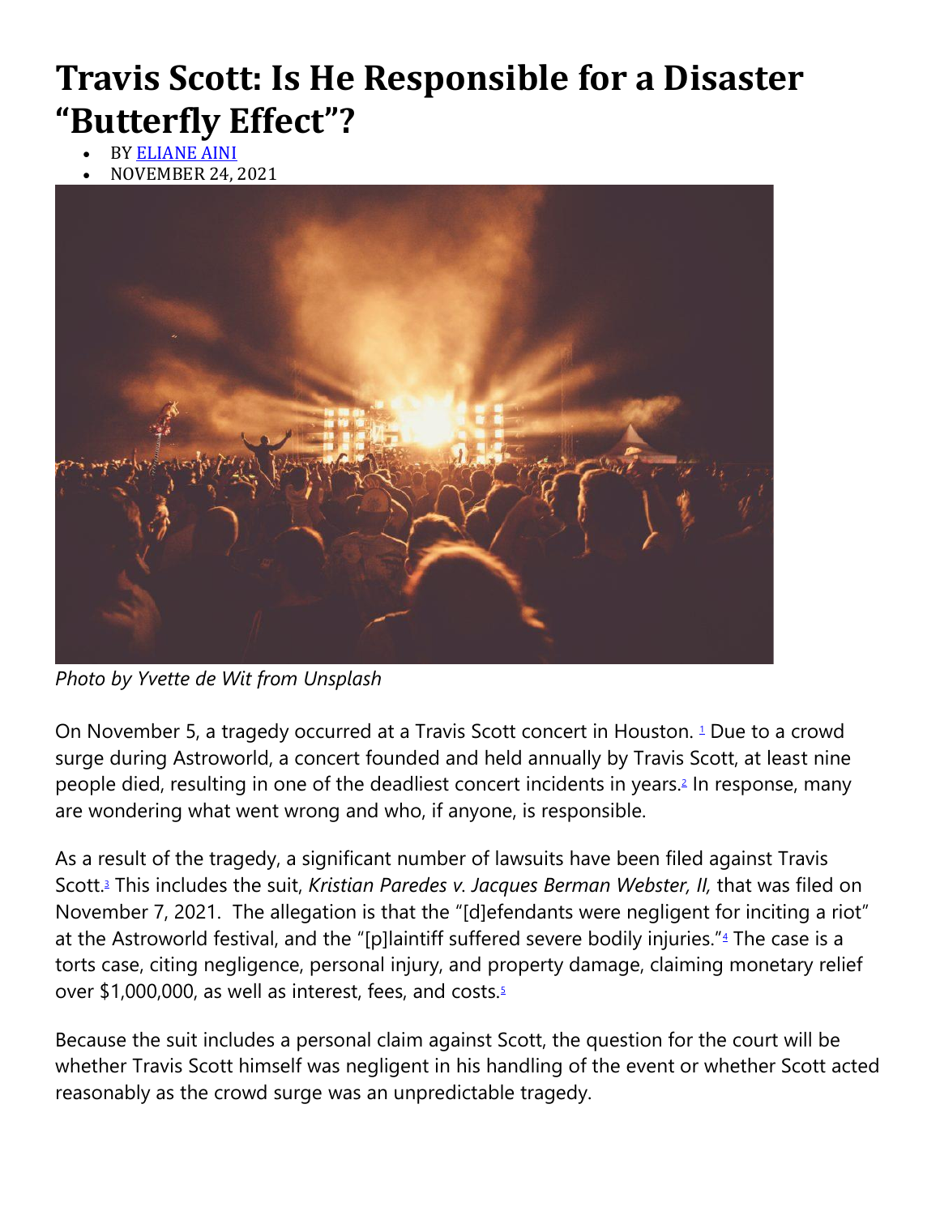# Travis Scott: Is He Responsible for a Disaster "Butterfly Effect"?

- BY [ELIANE AINI]
- NOVEMBER 24, 2021

*Photo by Yvette de Wit from Unsplash*

On November 5, a tragedy occurred at a Travis Scott concert in Houston. [1] Due to a crowd surge during Astroworld, a concert founded and held annually by Travis Scott, at least nine people died, resulting in one of the deadliest concert incidents in years.[2] In response, many are wondering what went wrong and who, if anyone, is responsible.

As a result of the tragedy, a significant number of lawsuits have been filed against Travis Scott.[3] This includes the suit, *Kristian Paredes v. Jacques Berman Webster, II,* that was filed on November 7, 2021. The allegation is that the "[d]efendants were negligent for inciting a riot" at the Astroworld festival, and the "[p]laintiff suffered severe bodily injuries."[4] The case is a torts case, citing negligence, personal injury, and property damage, claiming monetary relief over $1,000,000, as well as interest, fees, and costs.[5]

Because the suit includes a personal claim against Scott, the question for the court will be whether Travis Scott himself was negligent in his handling of the event or whether Scott acted reasonably as the crowd surge was an unpredictable tragedy.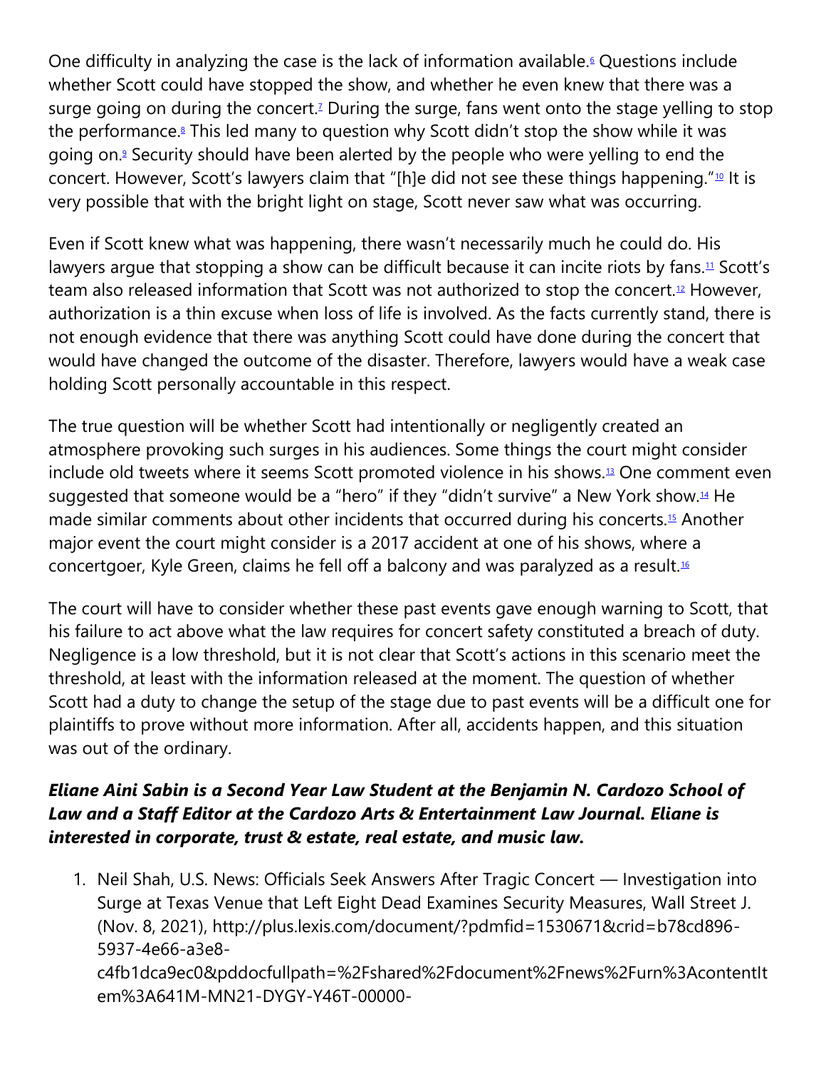One difficulty in analyzing the case is the lack of information available.[6] Questions include whether Scott could have stopped the show, and whether he even knew that there was a surge going on during the concert.[7] During the surge, fans went onto the stage yelling to stop the performance.[8] This led many to question why Scott didn't stop the show while it was going on.[9] Security should have been alerted by the people who were yelling to end the concert. However, Scott's lawyers claim that "[h]e did not see these things happening."[10] It is very possible that with the bright light on stage, Scott never saw what was occurring.

Even if Scott knew what was happening, there wasn't necessarily much he could do. His lawyers argue that stopping a show can be difficult because it can incite riots by fans.[11] Scott's team also released information that Scott was not authorized to stop the concert.[12] However, authorization is a thin excuse when loss of life is involved. As the facts currently stand, there is not enough evidence that there was anything Scott could have done during the concert that would have changed the outcome of the disaster. Therefore, lawyers would have a weak case holding Scott personally accountable in this respect.

The true question will be whether Scott had intentionally or negligently created an atmosphere provoking such surges in his audiences. Some things the court might consider include old tweets where it seems Scott promoted violence in his shows.[13] One comment even suggested that someone would be a "hero" if they "didn't survive" a New York show.[14] He made similar comments about other incidents that occurred during his concerts.[15] Another major event the court might consider is a 2017 accident at one of his shows, where a concertgoer, Kyle Green, claims he fell off a balcony and was paralyzed as a result.[16]

The court will have to consider whether these past events gave enough warning to Scott, that his failure to act above what the law requires for concert safety constituted a breach of duty. Negligence is a low threshold, but it is not clear that Scott's actions in this scenario meet the threshold, at least with the information released at the moment. The question of whether Scott had a duty to change the setup of the stage due to past events will be a difficult one for plaintiffs to prove without more information. After all, accidents happen, and this situation was out of the ordinary.

### ***Eliane Aini Sabin is a Second Year Law Student at the Benjamin N. Cardozo School of Law and a Staff Editor at the Cardozo Arts & Entertainment Law Journal. Eliane is interested in corporate, trust & estate, real estate, and music law.***

1. Neil Shah, U.S. News: Officials Seek Answers After Tragic Concert — Investigation into Surge at Texas Venue that Left Eight Dead Examines Security Measures, Wall Street J. (Nov. 8, 2021), http://plus.lexis.com/document/?pdmfid=1530671&crid=b78cd896-5937-4e66-a3e8-c4fb1dca9ec0&pddocfullpath=%2Fshared%2Fdocument%2Fnews%2Furn%3AcontentItem%3A641M-MN21-DYGY-Y46T-00000-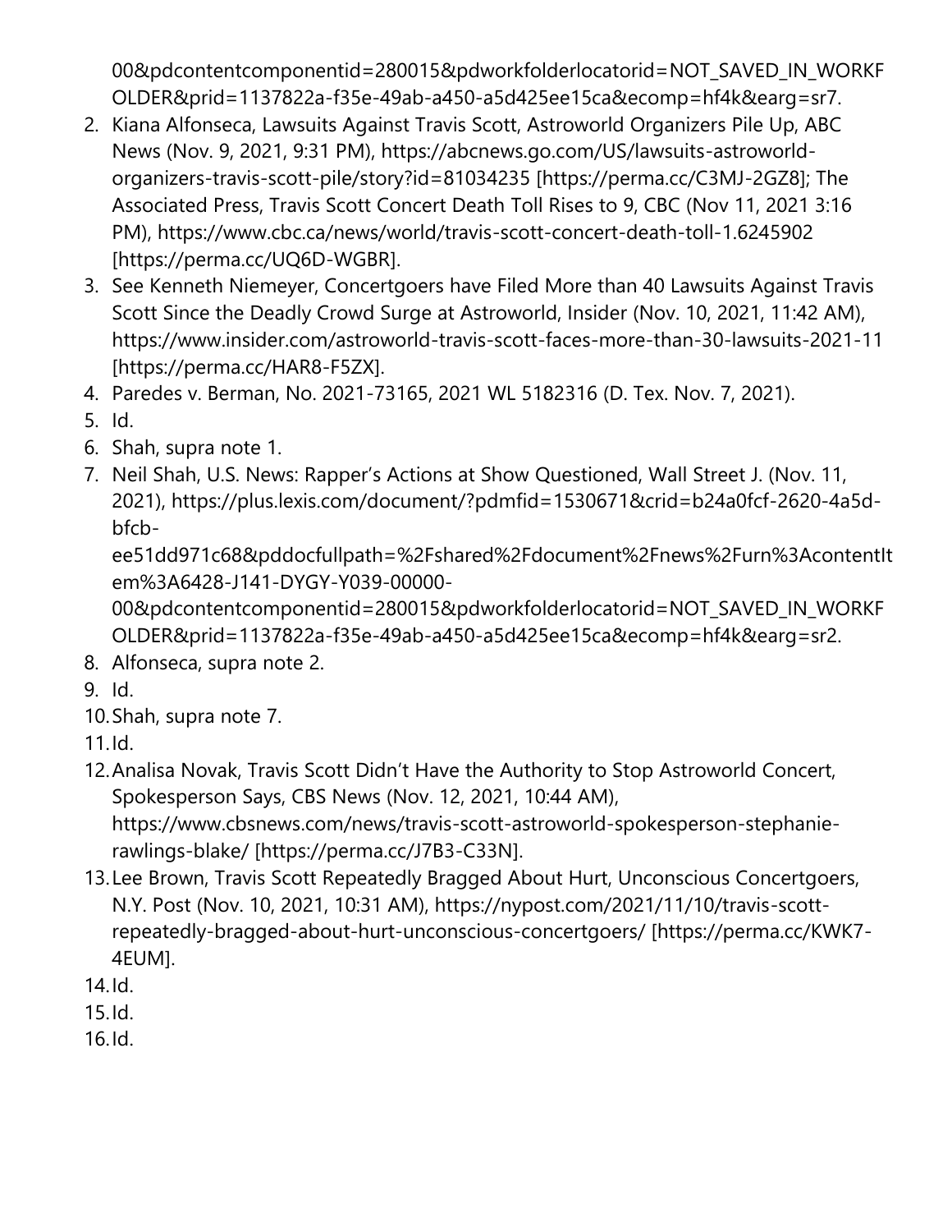00&pdcontentcomponentid=280015&pdworkfolderlocatorid=NOT_SAVED_IN_WORKFOLDER&prid=1137822a-f35e-49ab-a450-a5d425ee15ca&ecomp=hf4k&earg=sr7.

2. Kiana Alfonseca, Lawsuits Against Travis Scott, Astroworld Organizers Pile Up, ABC News (Nov. 9, 2021, 9:31 PM), https://abcnews.go.com/US/lawsuits-astroworld-organizers-travis-scott-pile/story?id=81034235 [https://perma.cc/C3MJ-2GZ8]; The Associated Press, Travis Scott Concert Death Toll Rises to 9, CBC (Nov 11, 2021 3:16 PM), https://www.cbc.ca/news/world/travis-scott-concert-death-toll-1.6245902 [https://perma.cc/UQ6D-WGBR].
3. See Kenneth Niemeyer, Concertgoers have Filed More than 40 Lawsuits Against Travis Scott Since the Deadly Crowd Surge at Astroworld, Insider (Nov. 10, 2021, 11:42 AM), https://www.insider.com/astroworld-travis-scott-faces-more-than-30-lawsuits-2021-11 [https://perma.cc/HAR8-F5ZX].
4. Paredes v. Berman, No. 2021-73165, 2021 WL 5182316 (D. Tex. Nov. 7, 2021).
5. Id.
6. Shah, supra note 1.
7. Neil Shah, U.S. News: Rapper's Actions at Show Questioned, Wall Street J. (Nov. 11, 2021), https://plus.lexis.com/document/?pdmfid=1530671&crid=b24a0fcf-2620-4a5d-bfcb-ee51dd971c68&pddocfullpath=%2Fshared%2Fdocument%2Fnews%2Furn%3AcontentItem%3A6428-J141-DYGY-Y039-00000-00&pdcontentcomponentid=280015&pdworkfolderlocatorid=NOT_SAVED_IN_WORKFOLDER&prid=1137822a-f35e-49ab-a450-a5d425ee15ca&ecomp=hf4k&earg=sr2.
8. Alfonseca, supra note 2.
9. Id.
10. Shah, supra note 7.
11. Id.
12. Analisa Novak, Travis Scott Didn't Have the Authority to Stop Astroworld Concert, Spokesperson Says, CBS News (Nov. 12, 2021, 10:44 AM), https://www.cbsnews.com/news/travis-scott-astroworld-spokesperson-stephanie-rawlings-blake/ [https://perma.cc/J7B3-C33N].
13. Lee Brown, Travis Scott Repeatedly Bragged About Hurt, Unconscious Concertgoers, N.Y. Post (Nov. 10, 2021, 10:31 AM), https://nypost.com/2021/11/10/travis-scott-repeatedly-bragged-about-hurt-unconscious-concertgoers/ [https://perma.cc/KWK7-4EUM].
14. Id.
15. Id.
16. Id.